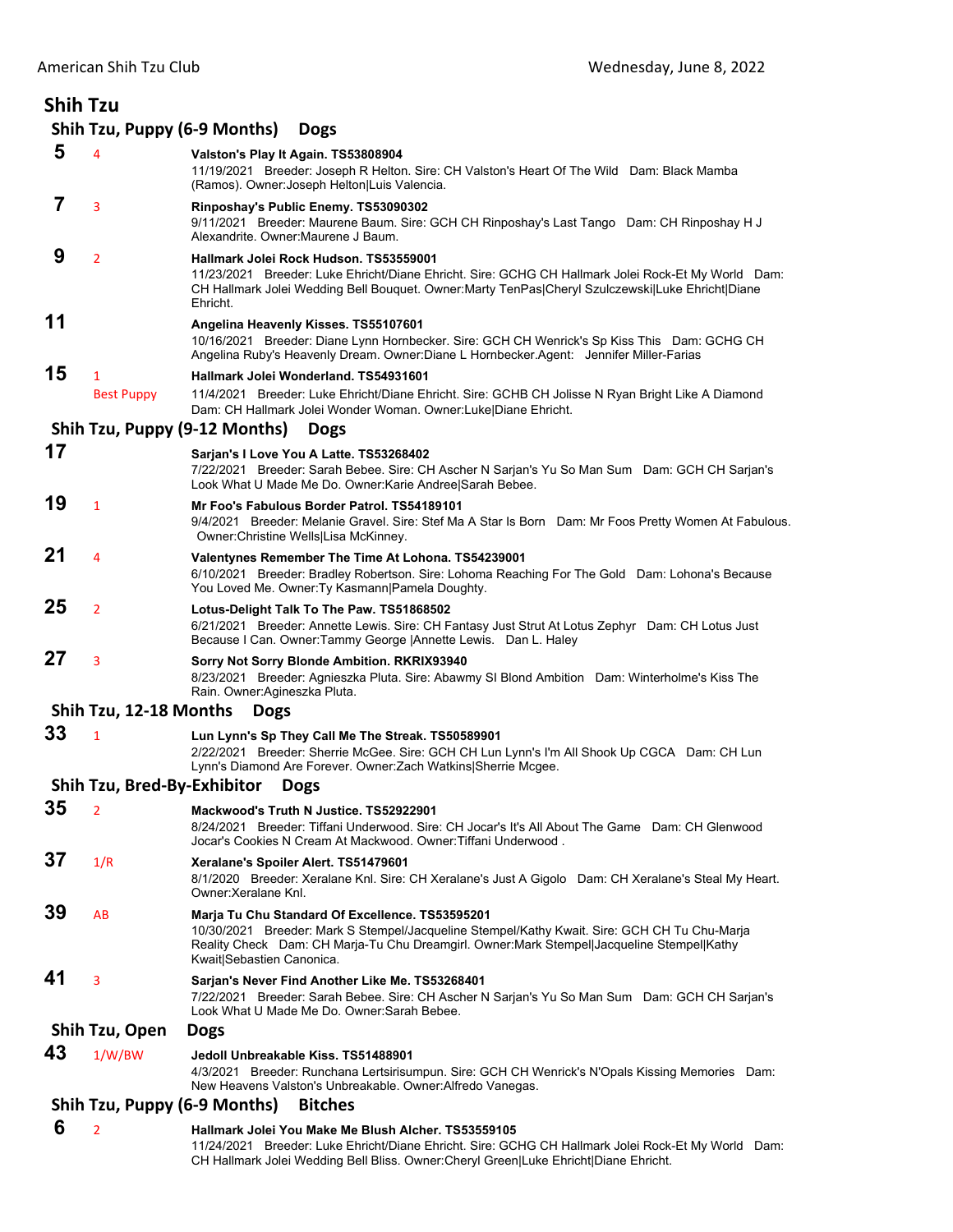## Shih Tzu

### Shih Tzu, Puppy (6-9 Months) Dogs

**5** 4 **Valston's Play It Again. TS53808904**
11/19/2021 Breeder: Joseph R Helton. Sire: CH Valston's Heart Of The Wild Dam: Black Mamba (Ramos). Owner:Joseph Helton|Luis Valencia.

**7** 3 **Rinposhay's Public Enemy. TS53090302**
9/11/2021 Breeder: Maurene Baum. Sire: GCH CH Rinposhay's Last Tango Dam: CH Rinposhay H J Alexandrite. Owner:Maurene J Baum.

**9** 2 **Hallmark Jolei Rock Hudson. TS53559001**
11/23/2021 Breeder: Luke Ehricht/Diane Ehricht. Sire: GCHG CH Hallmark Jolei Rock-Et My World Dam: CH Hallmark Jolei Wedding Bell Bouquet. Owner:Marty TenPas|Cheryl Szulczewski|Luke Ehricht|Diane Ehricht.

**11** **Angelina Heavenly Kisses. TS55107601**
10/16/2021 Breeder: Diane Lynn Hornbecker. Sire: GCH CH Wenrick's Sp Kiss This Dam: GCHG CH Angelina Ruby's Heavenly Dream. Owner:Diane L Hornbecker.Agent: Jennifer Miller-Farias

**15** 1 Best Puppy **Hallmark Jolei Wonderland. TS54931601**
11/4/2021 Breeder: Luke Ehricht/Diane Ehricht. Sire: GCHB CH Jolisse N Ryan Bright Like A Diamond Dam: CH Hallmark Jolei Wonder Woman. Owner:Luke|Diane Ehricht.

### Shih Tzu, Puppy (9-12 Months) Dogs

**17** **Sarjan's I Love You A Latte. TS53268402**
7/22/2021 Breeder: Sarah Bebee. Sire: CH Ascher N Sarjan's Yu So Man Sum Dam: GCH CH Sarjan's Look What U Made Me Do. Owner:Karie Andree|Sarah Bebee.

**19** 1 **Mr Foo's Fabulous Border Patrol. TS54189101**
9/4/2021 Breeder: Melanie Gravel. Sire: Stef Ma A Star Is Born Dam: Mr Foos Pretty Women At Fabulous. Owner:Christine Wells|Lisa McKinney.

**21** 4 **Valentynes Remember The Time At Lohona. TS54239001**
6/10/2021 Breeder: Bradley Robertson. Sire: Lohoma Reaching For The Gold Dam: Lohona's Because You Loved Me. Owner:Ty Kasmann|Pamela Doughty.

**25** 2 **Lotus-Delight Talk To The Paw. TS51868502**
6/21/2021 Breeder: Annette Lewis. Sire: CH Fantasy Just Strut At Lotus Zephyr Dam: CH Lotus Just Because I Can. Owner:Tammy George |Annette Lewis. Dan L. Haley

**27** 3 **Sorry Not Sorry Blonde Ambition. RKRIX93940**
8/23/2021 Breeder: Agnieszka Pluta. Sire: Abawmy Sl Blond Ambition Dam: Winterholme's Kiss The Rain. Owner:Agineszka Pluta.

### Shih Tzu, 12-18 Months Dogs

**33** 1 **Lun Lynn's Sp They Call Me The Streak. TS50589901**
2/22/2021 Breeder: Sherrie McGee. Sire: GCH CH Lun Lynn's I'm All Shook Up CGCA Dam: CH Lun Lynn's Diamond Are Forever. Owner:Zach Watkins|Sherrie Mcgee.

### Shih Tzu, Bred-By-Exhibitor Dogs

**35** 2 **Mackwood's Truth N Justice. TS52922901**
8/24/2021 Breeder: Tiffani Underwood. Sire: CH Jocar's It's All About The Game Dam: CH Glenwood Jocar's Cookies N Cream At Mackwood. Owner:Tiffani Underwood .

**37** 1/R **Xeralane's Spoiler Alert. TS51479601**
8/1/2020 Breeder: Xeralane Knl. Sire: CH Xeralane's Just A Gigolo Dam: CH Xeralane's Steal My Heart. Owner:Xeralane Knl.

**39** AB **Marja Tu Chu Standard Of Excellence. TS53595201**
10/30/2021 Breeder: Mark S Stempel/Jacqueline Stempel/Kathy Kwait. Sire: GCH CH Tu Chu-Marja Reality Check Dam: CH Marja-Tu Chu Dreamgirl. Owner:Mark Stempel|Jacqueline Stempel|Kathy Kwait|Sebastien Canonica.

**41** 3 **Sarjan's Never Find Another Like Me. TS53268401**
7/22/2021 Breeder: Sarah Bebee. Sire: CH Ascher N Sarjan's Yu So Man Sum Dam: GCH CH Sarjan's Look What U Made Me Do. Owner:Sarah Bebee.

### Shih Tzu, Open Dogs

**43** 1/W/BW **Jedoll Unbreakable Kiss. TS51488901**
4/3/2021 Breeder: Runchana Lertsirisumpun. Sire: GCH CH Wenrick's N'Opals Kissing Memories Dam: New Heavens Valston's Unbreakable. Owner:Alfredo Vanegas.

### Shih Tzu, Puppy (6-9 Months) Bitches

**6** 2 **Hallmark Jolei You Make Me Blush Alcher. TS53559105**
11/24/2021 Breeder: Luke Ehricht/Diane Ehricht. Sire: GCHG CH Hallmark Jolei Rock-Et My World Dam: CH Hallmark Jolei Wedding Bell Bliss. Owner:Cheryl Green|Luke Ehricht|Diane Ehricht.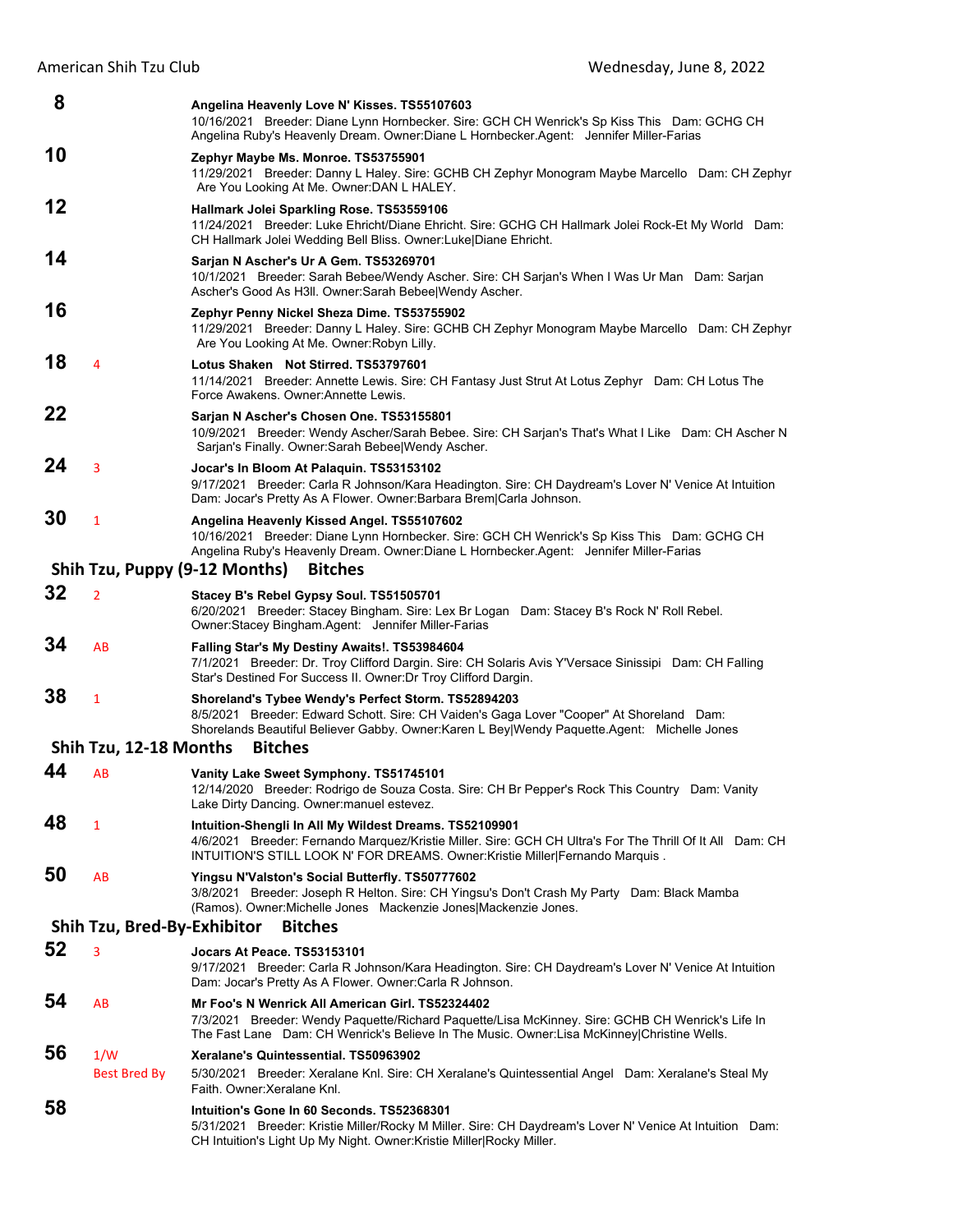**8** — **Angelina Heavenly Love N' Kisses. TS55107603**
10/16/2021 Breeder: Diane Lynn Hornbecker. Sire: GCH CH Wenrick's Sp Kiss This Dam: GCHG CH Angelina Ruby's Heavenly Dream. Owner:Diane L Hornbecker.Agent: Jennifer Miller-Farias

**10** — **Zephyr Maybe Ms. Monroe. TS53755901**
11/29/2021 Breeder: Danny L Haley. Sire: GCHB CH Zephyr Monogram Maybe Marcello Dam: CH Zephyr Are You Looking At Me. Owner:DAN L HALEY.

**12** — **Hallmark Jolei Sparkling Rose. TS53559106**
11/24/2021 Breeder: Luke Ehricht/Diane Ehricht. Sire: GCHG CH Hallmark Jolei Rock-Et My World Dam: CH Hallmark Jolei Wedding Bell Bliss. Owner:Luke|Diane Ehricht.

**14** — **Sarjan N Ascher's Ur A Gem. TS53269701**
10/1/2021 Breeder: Sarah Bebee/Wendy Ascher. Sire: CH Sarjan's When I Was Ur Man Dam: Sarjan Ascher's Good As H3ll. Owner:Sarah Bebee|Wendy Ascher.

**16** — **Zephyr Penny Nickel Sheza Dime. TS53755902**
11/29/2021 Breeder: Danny L Haley. Sire: GCHB CH Zephyr Monogram Maybe Marcello Dam: CH Zephyr Are You Looking At Me. Owner:Robyn Lilly.

**18** 4 — **Lotus Shaken Not Stirred. TS53797601**
11/14/2021 Breeder: Annette Lewis. Sire: CH Fantasy Just Strut At Lotus Zephyr Dam: CH Lotus The Force Awakens. Owner:Annette Lewis.

**22** — **Sarjan N Ascher's Chosen One. TS53155801**
10/9/2021 Breeder: Wendy Ascher/Sarah Bebee. Sire: CH Sarjan's That's What I Like Dam: CH Ascher N Sarjan's Finally. Owner:Sarah Bebee|Wendy Ascher.

**24** 3 — **Jocar's In Bloom At Palaquin. TS53153102**
9/17/2021 Breeder: Carla R Johnson/Kara Headington. Sire: CH Daydream's Lover N' Venice At Intuition Dam: Jocar's Pretty As A Flower. Owner:Barbara Brem|Carla Johnson.

**30** 1 — **Angelina Heavenly Kissed Angel. TS55107602**
10/16/2021 Breeder: Diane Lynn Hornbecker. Sire: GCH CH Wenrick's Sp Kiss This Dam: GCHG CH Angelina Ruby's Heavenly Dream. Owner:Diane L Hornbecker.Agent: Jennifer Miller-Farias

## Shih Tzu, Puppy (9-12 Months) Bitches

**32** 2 — **Stacey B's Rebel Gypsy Soul. TS51505701**
6/20/2021 Breeder: Stacey Bingham. Sire: Lex Br Logan Dam: Stacey B's Rock N' Roll Rebel. Owner:Stacey Bingham.Agent: Jennifer Miller-Farias

**34** AB — **Falling Star's My Destiny Awaits!. TS53984604**
7/1/2021 Breeder: Dr. Troy Clifford Dargin. Sire: CH Solaris Avis Y'Versace Sinissipi Dam: CH Falling Star's Destined For Success II. Owner:Dr Troy Clifford Dargin.

**38** 1 — **Shoreland's Tybee Wendy's Perfect Storm. TS52894203**
8/5/2021 Breeder: Edward Schott. Sire: CH Vaiden's Gaga Lover "Cooper" At Shoreland Dam: Shorelands Beautiful Believer Gabby. Owner:Karen L Bey|Wendy Paquette.Agent: Michelle Jones

## Shih Tzu, 12-18 Months Bitches

**44** AB — **Vanity Lake Sweet Symphony. TS51745101**
12/14/2020 Breeder: Rodrigo de Souza Costa. Sire: CH Br Pepper's Rock This Country Dam: Vanity Lake Dirty Dancing. Owner:manuel estevez.

**48** 1 — **Intuition-Shengli In All My Wildest Dreams. TS52109901**
4/6/2021 Breeder: Fernando Marquez/Kristie Miller. Sire: GCH CH Ultra's For The Thrill Of It All Dam: CH INTUITION'S STILL LOOK N' FOR DREAMS. Owner:Kristie Miller|Fernando Marquis .

**50** AB — **Yingsu N'Valston's Social Butterfly. TS50777602**
3/8/2021 Breeder: Joseph R Helton. Sire: CH Yingsu's Don't Crash My Party Dam: Black Mamba (Ramos). Owner:Michelle Jones Mackenzie Jones|Mackenzie Jones.

## Shih Tzu, Bred-By-Exhibitor Bitches

**52** 3 — **Jocars At Peace. TS53153101**
9/17/2021 Breeder: Carla R Johnson/Kara Headington. Sire: CH Daydream's Lover N' Venice At Intuition Dam: Jocar's Pretty As A Flower. Owner:Carla R Johnson.

**54** AB — **Mr Foo's N Wenrick All American Girl. TS52324402**
7/3/2021 Breeder: Wendy Paquette/Richard Paquette/Lisa McKinney. Sire: GCHB CH Wenrick's Life In The Fast Lane Dam: CH Wenrick's Believe In The Music. Owner:Lisa McKinney|Christine Wells.

**56** 1/W Best Bred By — **Xeralane's Quintessential. TS50963902**
5/30/2021 Breeder: Xeralane Knl. Sire: CH Xeralane's Quintessential Angel Dam: Xeralane's Steal My Faith. Owner:Xeralane Knl.

**58** — **Intuition's Gone In 60 Seconds. TS52368301**
5/31/2021 Breeder: Kristie Miller/Rocky M Miller. Sire: CH Daydream's Lover N' Venice At Intuition Dam: CH Intuition's Light Up My Night. Owner:Kristie Miller|Rocky Miller.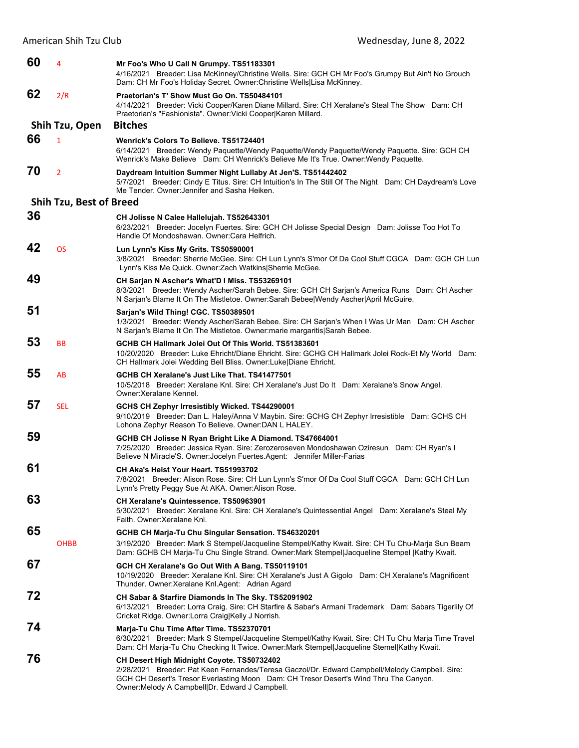**60** 4 **Mr Foo's Who U Call N Grumpy. TS51183301**
4/16/2021 Breeder: Lisa McKinney/Christine Wells. Sire: GCH CH Mr Foo's Grumpy But Ain't No Grouch Dam: CH Mr Foo's Holiday Secret. Owner:Christine Wells|Lisa McKinney.

**62** 2/R **Praetorian's T' Show Must Go On. TS50484101**
4/14/2021 Breeder: Vicki Cooper/Karen Diane Millard. Sire: CH Xeralane's Steal The Show Dam: CH Praetorian's "Fashionista". Owner:Vicki Cooper|Karen Millard.

## Shih Tzu, Open Bitches

**66** 1 **Wenrick's Colors To Believe. TS51724401**
6/14/2021 Breeder: Wendy Paquette/Wendy Paquette/Wendy Paquette/Wendy Paquette. Sire: GCH CH Wenrick's Make Believe Dam: CH Wenrick's Believe Me It's True. Owner:Wendy Paquette.

**70** 2 **Daydream Intuition Summer Night Lullaby At Jen'S. TS51442402**
5/7/2021 Breeder: Cindy E Titus. Sire: CH Intuition's In The Still Of The Night Dam: CH Daydream's Love Me Tender. Owner:Jennifer and Sasha Heiken.

## Shih Tzu, Best of Breed

**36** **CH Jolisse N Calee Hallelujah. TS52643301**
6/23/2021 Breeder: Jocelyn Fuertes. Sire: GCH CH Jolisse Special Design Dam: Jolisse Too Hot To Handle Of Mondoshawan. Owner:Cara Helfrich.

**42** OS **Lun Lynn's Kiss My Grits. TS50590001**
3/8/2021 Breeder: Sherrie McGee. Sire: CH Lun Lynn's S'mor Of Da Cool Stuff CGCA Dam: GCH CH Lun Lynn's Kiss Me Quick. Owner:Zach Watkins|Sherrie McGee.

**49** **CH Sarjan N Ascher's What'D I Miss. TS53269101**
8/3/2021 Breeder: Wendy Ascher/Sarah Bebee. Sire: GCH CH Sarjan's America Runs Dam: CH Ascher N Sarjan's Blame It On The Mistletoe. Owner:Sarah Bebee|Wendy Ascher|April McGuire.

**51** **Sarjan's Wild Thing! CGC. TS50389501**
1/3/2021 Breeder: Wendy Ascher/Sarah Bebee. Sire: CH Sarjan's When I Was Ur Man Dam: CH Ascher N Sarjan's Blame It On The Mistletoe. Owner:marie margaritis|Sarah Bebee.

**53** BB **GCHB CH Hallmark Jolei Out Of This World. TS51383601**
10/20/2020 Breeder: Luke Ehricht/Diane Ehricht. Sire: GCHG CH Hallmark Jolei Rock-Et My World Dam: CH Hallmark Jolei Wedding Bell Bliss. Owner:Luke|Diane Ehricht.

**55** AB **GCHB CH Xeralane's Just Like That. TS41477501**
10/5/2018 Breeder: Xeralane Knl. Sire: CH Xeralane's Just Do It Dam: Xeralane's Snow Angel. Owner:Xeralane Kennel.

**57** SEL **GCHS CH Zephyr Irresistibly Wicked. TS44290001**
9/10/2019 Breeder: Dan L. Haley/Anna V Maybin. Sire: GCHG CH Zephyr Irresistible Dam: GCHS CH Lohona Zephyr Reason To Believe. Owner:DAN L HALEY.

**59** **GCHB CH Jolisse N Ryan Bright Like A Diamond. TS47664001**
7/25/2020 Breeder: Jessica Ryan. Sire: Zerozeroseven Mondoshawan Oziresun Dam: CH Ryan's I Believe N Miracle'S. Owner:Jocelyn Fuertes.Agent: Jennifer Miller-Farias

**61** **CH Aka's Heist Your Heart. TS51993702**
7/8/2021 Breeder: Alison Rose. Sire: CH Lun Lynn's S'mor Of Da Cool Stuff CGCA Dam: GCH CH Lun Lynn's Pretty Peggy Sue At AKA. Owner:Alison Rose.

**63** **CH Xeralane's Quintessence. TS50963901**
5/30/2021 Breeder: Xeralane Knl. Sire: CH Xeralane's Quintessential Angel Dam: Xeralane's Steal My Faith. Owner:Xeralane Knl.

**65** OHBB **GCHB CH Marja-Tu Chu Singular Sensation. TS46320201**
3/19/2020 Breeder: Mark S Stempel/Jacqueline Stempel/Kathy Kwait. Sire: CH Tu Chu-Marja Sun Beam Dam: GCHB CH Marja-Tu Chu Single Strand. Owner:Mark Stempel|Jacqueline Stempel |Kathy Kwait.

**67** **GCH CH Xeralane's Go Out With A Bang. TS50119101**
10/19/2020 Breeder: Xeralane Knl. Sire: CH Xeralane's Just A Gigolo Dam: CH Xeralane's Magnificent Thunder. Owner:Xeralane Knl.Agent: Adrian Agard

**72** **CH Sabar & Starfire Diamonds In The Sky. TS52091902**
6/13/2021 Breeder: Lorra Craig. Sire: CH Starfire & Sabar's Armani Trademark Dam: Sabars Tigerlily Of Cricket Ridge. Owner:Lorra Craig|Kelly J Norrish.

**74** **Marja-Tu Chu Time After Time. TS52370701**
6/30/2021 Breeder: Mark S Stempel/Jacqueline Stempel/Kathy Kwait. Sire: CH Tu Chu Marja Time Travel Dam: CH Marja-Tu Chu Checking It Twice. Owner:Mark Stempel|Jacqueline Stemel|Kathy Kwait.

**76** **CH Desert High Midnight Coyote. TS50732402**
2/28/2021 Breeder: Pat Keen Fernandes/Teresa Gaczol/Dr. Edward Campbell/Melody Campbell. Sire: GCH CH Desert's Tresor Everlasting Moon Dam: CH Tresor Desert's Wind Thru The Canyon. Owner:Melody A Campbell|Dr. Edward J Campbell.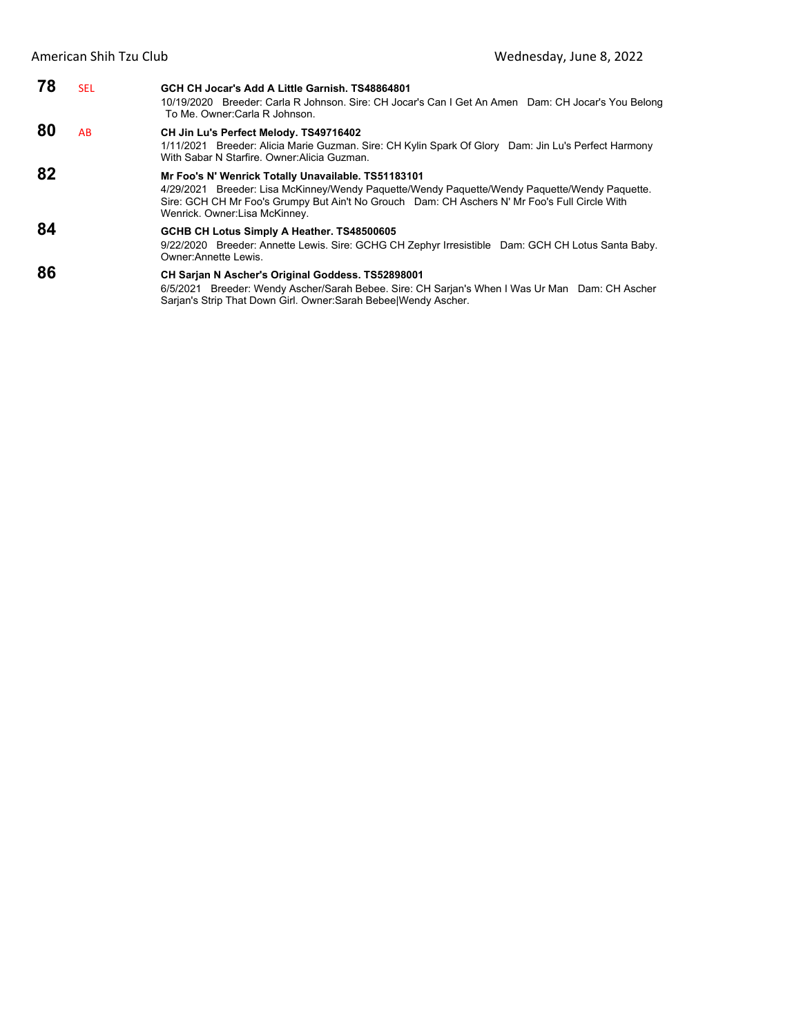**78** SEL **GCH CH Jocar's Add A Little Garnish. TS48864801**
10/19/2020 Breeder: Carla R Johnson. Sire: CH Jocar's Can I Get An Amen Dam: CH Jocar's You Belong To Me. Owner:Carla R Johnson.

**80** AB **CH Jin Lu's Perfect Melody. TS49716402**
1/11/2021 Breeder: Alicia Marie Guzman. Sire: CH Kylin Spark Of Glory Dam: Jin Lu's Perfect Harmony With Sabar N Starfire. Owner:Alicia Guzman.

**82** **Mr Foo's N' Wenrick Totally Unavailable. TS51183101**
4/29/2021 Breeder: Lisa McKinney/Wendy Paquette/Wendy Paquette/Wendy Paquette/Wendy Paquette. Sire: GCH CH Mr Foo's Grumpy But Ain't No Grouch Dam: CH Aschers N' Mr Foo's Full Circle With Wenrick. Owner:Lisa McKinney.

**84** **GCHB CH Lotus Simply A Heather. TS48500605**
9/22/2020 Breeder: Annette Lewis. Sire: GCHG CH Zephyr Irresistible Dam: GCH CH Lotus Santa Baby. Owner:Annette Lewis.

**86** **CH Sarjan N Ascher's Original Goddess. TS52898001**
6/5/2021 Breeder: Wendy Ascher/Sarah Bebee. Sire: CH Sarjan's When I Was Ur Man Dam: CH Ascher Sarjan's Strip That Down Girl. Owner:Sarah Bebee|Wendy Ascher.